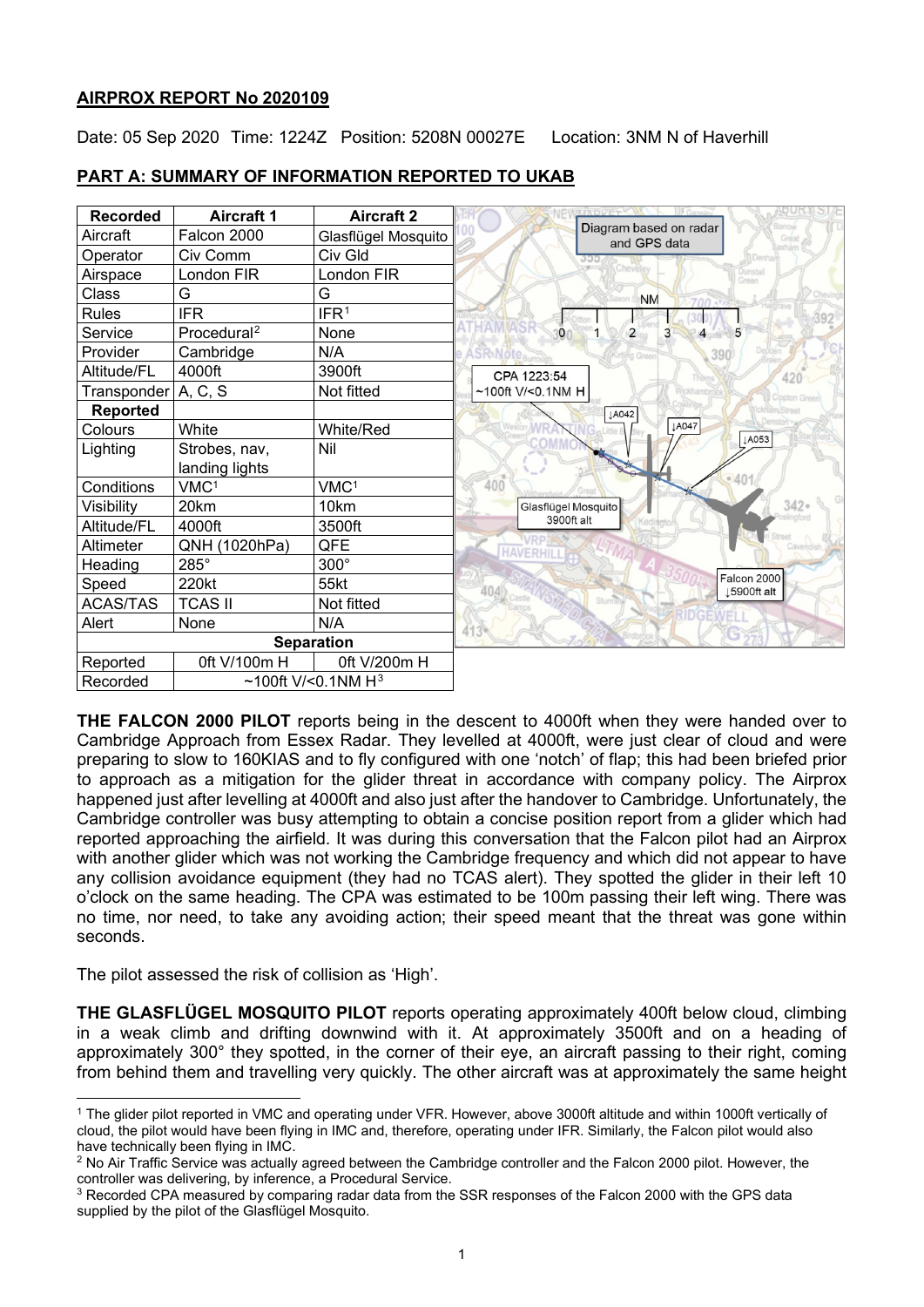**AIRPROX REPORT No 2020109**

Date: 05 Sep 2020 Time: 1224Z Position: 5208N 00027E Location: 3NM N of Haverhill

**PART A: SUMMARY OF INFORMATION REPORTED TO UKAB**

| Recorded | Aircraft 1 | Aircraft 2 |
|---|---|---|
| Aircraft | Falcon 2000 | Glasflügel Mosquito |
| Operator | Civ Comm | Civ Gld |
| Airspace | London FIR | London FIR |
| Class | G | G |
| Rules | IFR | IFR[1] |
| Service | Procedural[2] | None |
| Provider | Cambridge | N/A |
| Altitude/FL | 4000ft | 3900ft |
| Transponder | A, C, S | Not fitted |
| **Reported** | | |
| Colours | White | White/Red |
| Lighting | Strobes, nav, landing lights | Nil |
| Conditions | VMC[1] | VMC[1] |
| Visibility | 20km | 10km |
| Altitude/FL | 4000ft | 3500ft |
| Altimeter | QNH (1020hPa) | QFE |
| Heading | 285° | 300° |
| Speed | 220kt | 55kt |
| ACAS/TAS | TCAS II | Not fitted |
| Alert | None | N/A |
| **Separation** | | |
| Reported | 0ft V/100m H | 0ft V/200m H |
| Recorded | ~100ft V/<0.1NM H[3] | |

Diagram based on radar and GPS data

CPA 1223:54 ~100ft V/<0.1NM H

Glasflügel Mosquito 3900ft alt

Falcon 2000 ↓5900ft alt

↓A042 ↓A047 ↓A053

**THE FALCON 2000 PILOT** reports being in the descent to 4000ft when they were handed over to Cambridge Approach from Essex Radar. They levelled at 4000ft, were just clear of cloud and were preparing to slow to 160KIAS and to fly configured with one 'notch' of flap; this had been briefed prior to approach as a mitigation for the glider threat in accordance with company policy. The Airprox happened just after levelling at 4000ft and also just after the handover to Cambridge. Unfortunately, the Cambridge controller was busy attempting to obtain a concise position report from a glider which had reported approaching the airfield. It was during this conversation that the Falcon pilot had an Airprox with another glider which was not working the Cambridge frequency and which did not appear to have any collision avoidance equipment (they had no TCAS alert). They spotted the glider in their left 10 o'clock on the same heading. The CPA was estimated to be 100m passing their left wing. There was no time, nor need, to take any avoiding action; their speed meant that the threat was gone within seconds.

The pilot assessed the risk of collision as 'High'.

**THE GLASFLÜGEL MOSQUITO PILOT** reports operating approximately 400ft below cloud, climbing in a weak climb and drifting downwind with it. At approximately 3500ft and on a heading of approximately 300° they spotted, in the corner of their eye, an aircraft passing to their right, coming from behind them and travelling very quickly. The other aircraft was at approximately the same height

[1] The glider pilot reported in VMC and operating under VFR. However, above 3000ft altitude and within 1000ft vertically of cloud, the pilot would have been flying in IMC and, therefore, operating under IFR. Similarly, the Falcon pilot would also have technically been flying in IMC.

[2] No Air Traffic Service was actually agreed between the Cambridge controller and the Falcon 2000 pilot. However, the controller was delivering, by inference, a Procedural Service.

[3] Recorded CPA measured by comparing radar data from the SSR responses of the Falcon 2000 with the GPS data supplied by the pilot of the Glasflügel Mosquito.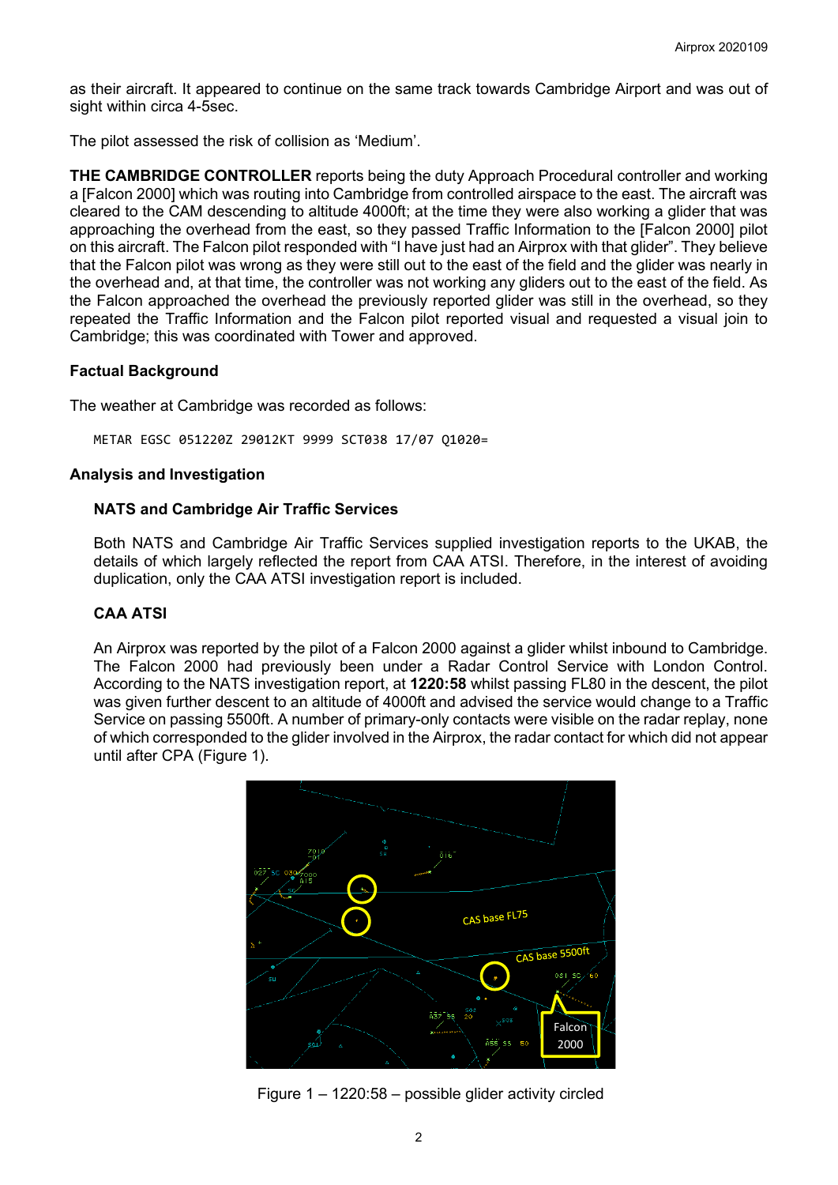as their aircraft. It appeared to continue on the same track towards Cambridge Airport and was out of sight within circa 4-5sec.

The pilot assessed the risk of collision as 'Medium'.

**THE CAMBRIDGE CONTROLLER** reports being the duty Approach Procedural controller and working a [Falcon 2000] which was routing into Cambridge from controlled airspace to the east. The aircraft was cleared to the CAM descending to altitude 4000ft; at the time they were also working a glider that was approaching the overhead from the east, so they passed Traffic Information to the [Falcon 2000] pilot on this aircraft. The Falcon pilot responded with "I have just had an Airprox with that glider". They believe that the Falcon pilot was wrong as they were still out to the east of the field and the glider was nearly in the overhead and, at that time, the controller was not working any gliders out to the east of the field. As the Falcon approached the overhead the previously reported glider was still in the overhead, so they repeated the Traffic Information and the Falcon pilot reported visual and requested a visual join to Cambridge; this was coordinated with Tower and approved.

### Factual Background

The weather at Cambridge was recorded as follows:

```
METAR EGSC 051220Z 29012KT 9999 SCT038 17/07 Q1020=
```

### Analysis and Investigation

#### NATS and Cambridge Air Traffic Services

Both NATS and Cambridge Air Traffic Services supplied investigation reports to the UKAB, the details of which largely reflected the report from CAA ATSI. Therefore, in the interest of avoiding duplication, only the CAA ATSI investigation report is included.

#### CAA ATSI

An Airprox was reported by the pilot of a Falcon 2000 against a glider whilst inbound to Cambridge. The Falcon 2000 had previously been under a Radar Control Service with London Control. According to the NATS investigation report, at **1220:58** whilst passing FL80 in the descent, the pilot was given further descent to an altitude of 4000ft and advised the service would change to a Traffic Service on passing 5500ft. A number of primary-only contacts were visible on the radar replay, none of which corresponded to the glider involved in the Airprox, the radar contact for which did not appear until after CPA (Figure 1).

Figure 1 – 1220:58 – possible glider activity circled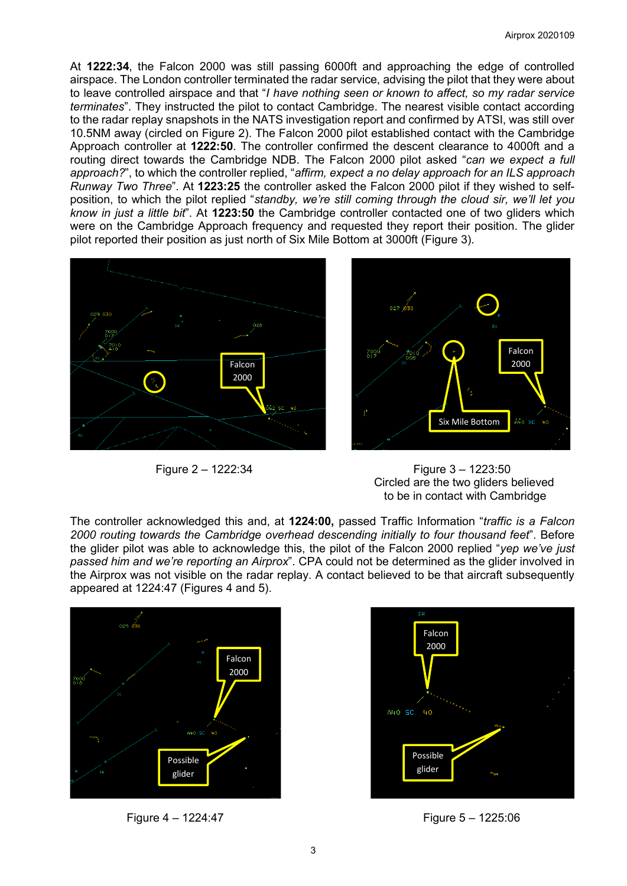At **1222:34**, the Falcon 2000 was still passing 6000ft and approaching the edge of controlled airspace. The London controller terminated the radar service, advising the pilot that they were about to leave controlled airspace and that "*I have nothing seen or known to affect, so my radar service terminates*". They instructed the pilot to contact Cambridge. The nearest visible contact according to the radar replay snapshots in the NATS investigation report and confirmed by ATSI, was still over 10.5NM away (circled on Figure 2). The Falcon 2000 pilot established contact with the Cambridge Approach controller at **1222:50**. The controller confirmed the descent clearance to 4000ft and a routing direct towards the Cambridge NDB. The Falcon 2000 pilot asked "*can we expect a full approach?*", to which the controller replied, "*affirm, expect a no delay approach for an ILS approach Runway Two Three*". At **1223:25** the controller asked the Falcon 2000 pilot if they wished to self-position, to which the pilot replied "*standby, we're still coming through the cloud sir, we'll let you know in just a little bit*". At **1223:50** the Cambridge controller contacted one of two gliders which were on the Cambridge Approach frequency and requested they report their position. The glider pilot reported their position as just north of Six Mile Bottom at 3000ft (Figure 3).

Figure 2 – 1222:34

Figure 3 – 1223:50
Circled are the two gliders believed to be in contact with Cambridge

The controller acknowledged this and, at **1224:00,** passed Traffic Information "*traffic is a Falcon 2000 routing towards the Cambridge overhead descending initially to four thousand feet*". Before the glider pilot was able to acknowledge this, the pilot of the Falcon 2000 replied "*yep we've just passed him and we're reporting an Airprox*". CPA could not be determined as the glider involved in the Airprox was not visible on the radar replay. A contact believed to be that aircraft subsequently appeared at 1224:47 (Figures 4 and 5).

Figure 4 – 1224:47

Figure 5 – 1225:06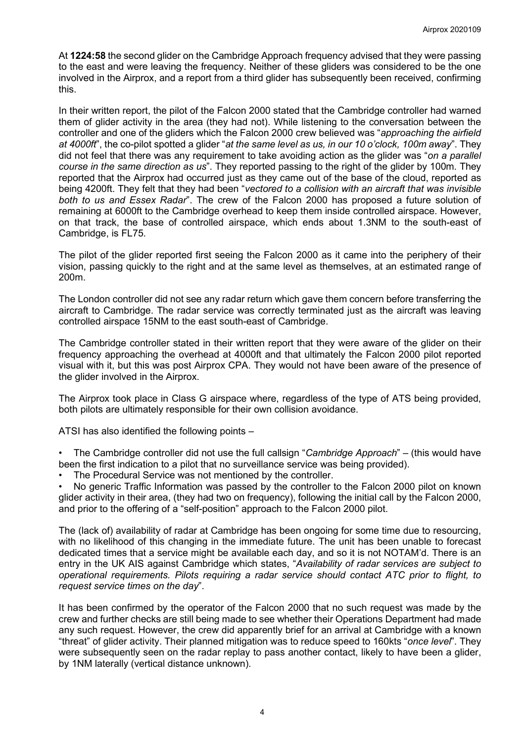At **1224:58** the second glider on the Cambridge Approach frequency advised that they were passing to the east and were leaving the frequency. Neither of these gliders was considered to be the one involved in the Airprox, and a report from a third glider has subsequently been received, confirming this.

In their written report, the pilot of the Falcon 2000 stated that the Cambridge controller had warned them of glider activity in the area (they had not). While listening to the conversation between the controller and one of the gliders which the Falcon 2000 crew believed was "*approaching the airfield at 4000ft*", the co-pilot spotted a glider "*at the same level as us, in our 10 o'clock, 100m away*". They did not feel that there was any requirement to take avoiding action as the glider was "*on a parallel course in the same direction as us*". They reported passing to the right of the glider by 100m. They reported that the Airprox had occurred just as they came out of the base of the cloud, reported as being 4200ft. They felt that they had been "*vectored to a collision with an aircraft that was invisible both to us and Essex Radar*". The crew of the Falcon 2000 has proposed a future solution of remaining at 6000ft to the Cambridge overhead to keep them inside controlled airspace. However, on that track, the base of controlled airspace, which ends about 1.3NM to the south-east of Cambridge, is FL75.

The pilot of the glider reported first seeing the Falcon 2000 as it came into the periphery of their vision, passing quickly to the right and at the same level as themselves, at an estimated range of 200m.

The London controller did not see any radar return which gave them concern before transferring the aircraft to Cambridge. The radar service was correctly terminated just as the aircraft was leaving controlled airspace 15NM to the east south-east of Cambridge.

The Cambridge controller stated in their written report that they were aware of the glider on their frequency approaching the overhead at 4000ft and that ultimately the Falcon 2000 pilot reported visual with it, but this was post Airprox CPA. They would not have been aware of the presence of the glider involved in the Airprox.

The Airprox took place in Class G airspace where, regardless of the type of ATS being provided, both pilots are ultimately responsible for their own collision avoidance.

ATSI has also identified the following points –

- The Cambridge controller did not use the full callsign "*Cambridge Approach*" – (this would have been the first indication to a pilot that no surveillance service was being provided).
- The Procedural Service was not mentioned by the controller.
- No generic Traffic Information was passed by the controller to the Falcon 2000 pilot on known glider activity in their area, (they had two on frequency), following the initial call by the Falcon 2000, and prior to the offering of a "self-position" approach to the Falcon 2000 pilot.

The (lack of) availability of radar at Cambridge has been ongoing for some time due to resourcing, with no likelihood of this changing in the immediate future. The unit has been unable to forecast dedicated times that a service might be available each day, and so it is not NOTAM'd. There is an entry in the UK AIS against Cambridge which states, "*Availability of radar services are subject to operational requirements. Pilots requiring a radar service should contact ATC prior to flight, to request service times on the day*".

It has been confirmed by the operator of the Falcon 2000 that no such request was made by the crew and further checks are still being made to see whether their Operations Department had made any such request. However, the crew did apparently brief for an arrival at Cambridge with a known "threat" of glider activity. Their planned mitigation was to reduce speed to 160kts "*once level*". They were subsequently seen on the radar replay to pass another contact, likely to have been a glider, by 1NM laterally (vertical distance unknown).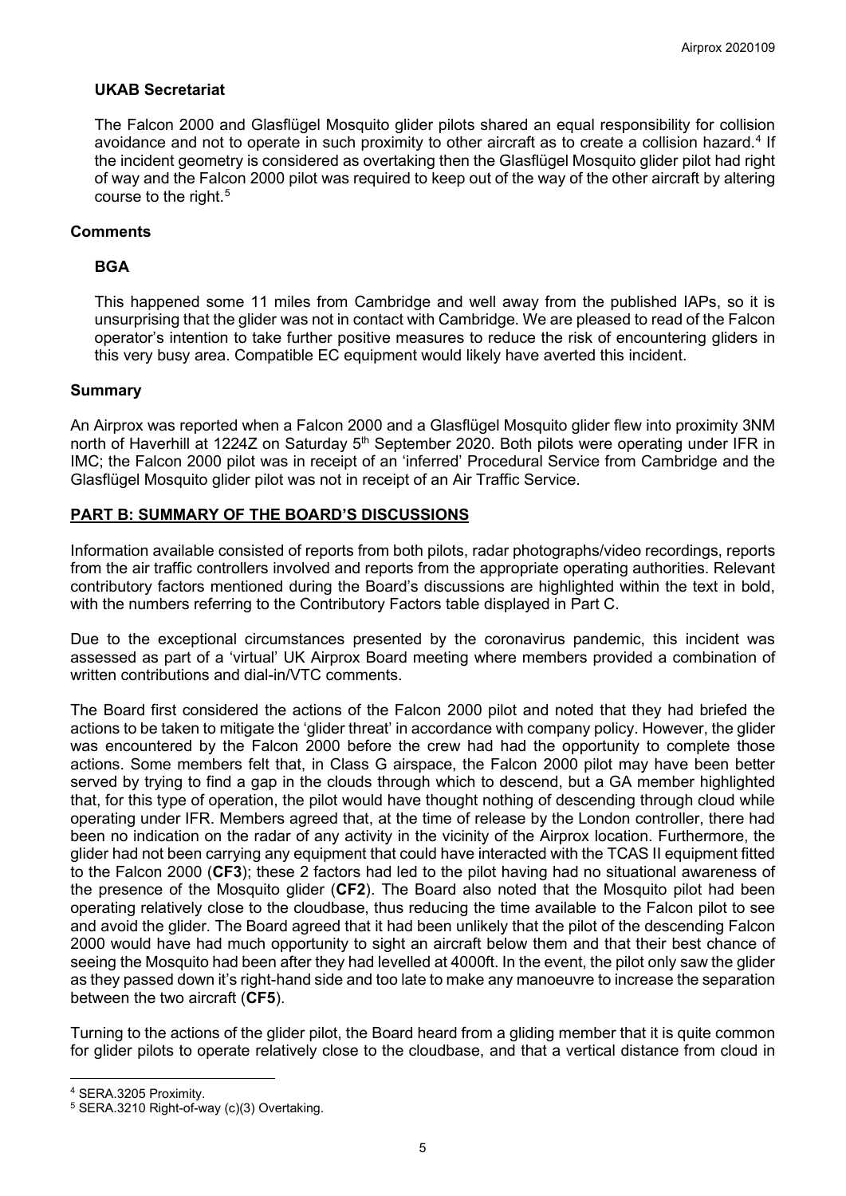### UKAB Secretariat

The Falcon 2000 and Glasflügel Mosquito glider pilots shared an equal responsibility for collision avoidance and not to operate in such proximity to other aircraft as to create a collision hazard.[4] If the incident geometry is considered as overtaking then the Glasflügel Mosquito glider pilot had right of way and the Falcon 2000 pilot was required to keep out of the way of the other aircraft by altering course to the right.[5]

## Comments

### BGA

This happened some 11 miles from Cambridge and well away from the published IAPs, so it is unsurprising that the glider was not in contact with Cambridge. We are pleased to read of the Falcon operator's intention to take further positive measures to reduce the risk of encountering gliders in this very busy area. Compatible EC equipment would likely have averted this incident.

## Summary

An Airprox was reported when a Falcon 2000 and a Glasflügel Mosquito glider flew into proximity 3NM north of Haverhill at 1224Z on Saturday 5th September 2020. Both pilots were operating under IFR in IMC; the Falcon 2000 pilot was in receipt of an 'inferred' Procedural Service from Cambridge and the Glasflügel Mosquito glider pilot was not in receipt of an Air Traffic Service.

## PART B: SUMMARY OF THE BOARD'S DISCUSSIONS

Information available consisted of reports from both pilots, radar photographs/video recordings, reports from the air traffic controllers involved and reports from the appropriate operating authorities. Relevant contributory factors mentioned during the Board's discussions are highlighted within the text in bold, with the numbers referring to the Contributory Factors table displayed in Part C.

Due to the exceptional circumstances presented by the coronavirus pandemic, this incident was assessed as part of a 'virtual' UK Airprox Board meeting where members provided a combination of written contributions and dial-in/VTC comments.

The Board first considered the actions of the Falcon 2000 pilot and noted that they had briefed the actions to be taken to mitigate the 'glider threat' in accordance with company policy. However, the glider was encountered by the Falcon 2000 before the crew had had the opportunity to complete those actions. Some members felt that, in Class G airspace, the Falcon 2000 pilot may have been better served by trying to find a gap in the clouds through which to descend, but a GA member highlighted that, for this type of operation, the pilot would have thought nothing of descending through cloud while operating under IFR. Members agreed that, at the time of release by the London controller, there had been no indication on the radar of any activity in the vicinity of the Airprox location. Furthermore, the glider had not been carrying any equipment that could have interacted with the TCAS II equipment fitted to the Falcon 2000 (**CF3**); these 2 factors had led to the pilot having had no situational awareness of the presence of the Mosquito glider (**CF2**). The Board also noted that the Mosquito pilot had been operating relatively close to the cloudbase, thus reducing the time available to the Falcon pilot to see and avoid the glider. The Board agreed that it had been unlikely that the pilot of the descending Falcon 2000 would have had much opportunity to sight an aircraft below them and that their best chance of seeing the Mosquito had been after they had levelled at 4000ft. In the event, the pilot only saw the glider as they passed down it's right-hand side and too late to make any manoeuvre to increase the separation between the two aircraft (**CF5**).

Turning to the actions of the glider pilot, the Board heard from a gliding member that it is quite common for glider pilots to operate relatively close to the cloudbase, and that a vertical distance from cloud in

---

[4] SERA.3205 Proximity.

[5] SERA.3210 Right-of-way (c)(3) Overtaking.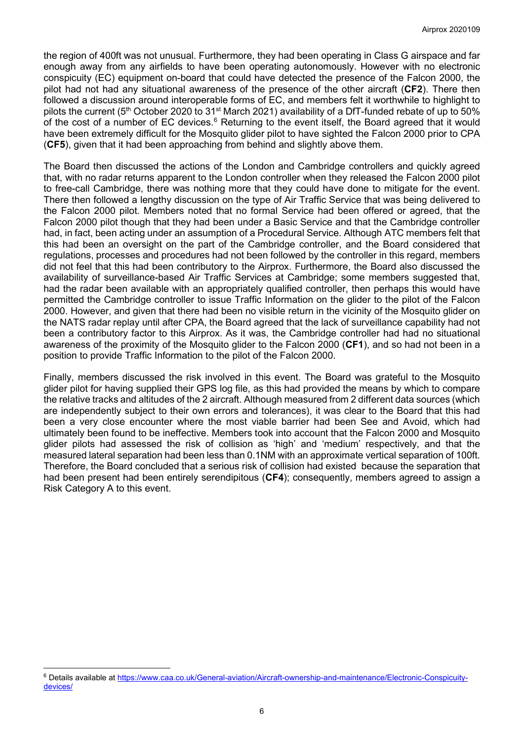the region of 400ft was not unusual. Furthermore, they had been operating in Class G airspace and far enough away from any airfields to have been operating autonomously. However with no electronic conspicuity (EC) equipment on-board that could have detected the presence of the Falcon 2000, the pilot had not had any situational awareness of the presence of the other aircraft (**CF2**). There then followed a discussion around interoperable forms of EC, and members felt it worthwhile to highlight to pilots the current (5th October 2020 to 31st March 2021) availability of a DfT-funded rebate of up to 50% of the cost of a number of EC devices.[6] Returning to the event itself, the Board agreed that it would have been extremely difficult for the Mosquito glider pilot to have sighted the Falcon 2000 prior to CPA (**CF5**), given that it had been approaching from behind and slightly above them.

The Board then discussed the actions of the London and Cambridge controllers and quickly agreed that, with no radar returns apparent to the London controller when they released the Falcon 2000 pilot to free-call Cambridge, there was nothing more that they could have done to mitigate for the event. There then followed a lengthy discussion on the type of Air Traffic Service that was being delivered to the Falcon 2000 pilot. Members noted that no formal Service had been offered or agreed, that the Falcon 2000 pilot though that they had been under a Basic Service and that the Cambridge controller had, in fact, been acting under an assumption of a Procedural Service. Although ATC members felt that this had been an oversight on the part of the Cambridge controller, and the Board considered that regulations, processes and procedures had not been followed by the controller in this regard, members did not feel that this had been contributory to the Airprox. Furthermore, the Board also discussed the availability of surveillance-based Air Traffic Services at Cambridge; some members suggested that, had the radar been available with an appropriately qualified controller, then perhaps this would have permitted the Cambridge controller to issue Traffic Information on the glider to the pilot of the Falcon 2000. However, and given that there had been no visible return in the vicinity of the Mosquito glider on the NATS radar replay until after CPA, the Board agreed that the lack of surveillance capability had not been a contributory factor to this Airprox. As it was, the Cambridge controller had had no situational awareness of the proximity of the Mosquito glider to the Falcon 2000 (**CF1**), and so had not been in a position to provide Traffic Information to the pilot of the Falcon 2000.

Finally, members discussed the risk involved in this event. The Board was grateful to the Mosquito glider pilot for having supplied their GPS log file, as this had provided the means by which to compare the relative tracks and altitudes of the 2 aircraft. Although measured from 2 different data sources (which are independently subject to their own errors and tolerances), it was clear to the Board that this had been a very close encounter where the most viable barrier had been See and Avoid, which had ultimately been found to be ineffective. Members took into account that the Falcon 2000 and Mosquito glider pilots had assessed the risk of collision as 'high' and 'medium' respectively, and that the measured lateral separation had been less than 0.1NM with an approximate vertical separation of 100ft. Therefore, the Board concluded that a serious risk of collision had existed because the separation that had been present had been entirely serendipitous (**CF4**); consequently, members agreed to assign a Risk Category A to this event.

---

[6] Details available at https://www.caa.co.uk/General-aviation/Aircraft-ownership-and-maintenance/Electronic-Conspicuity-devices/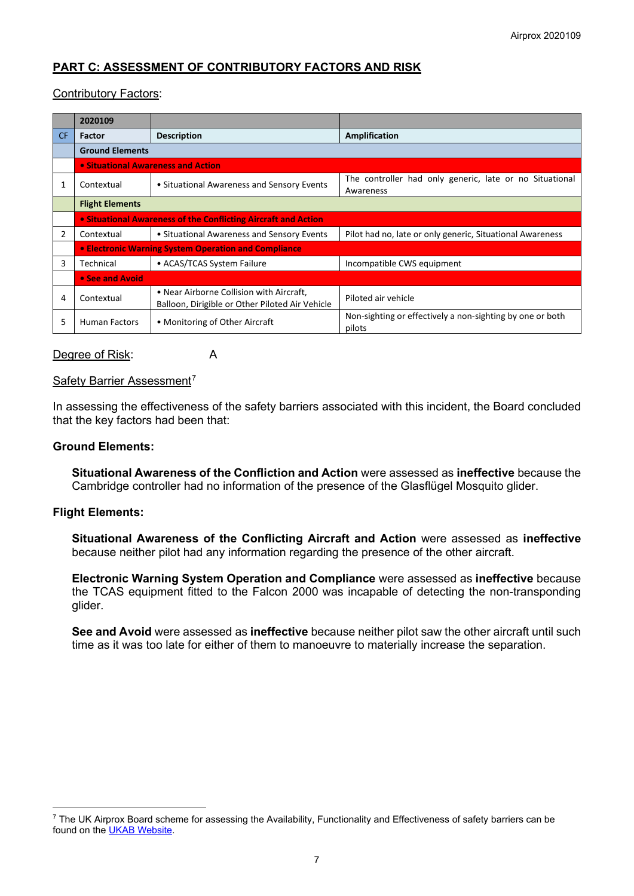## PART C: ASSESSMENT OF CONTRIBUTORY FACTORS AND RISK

Contributory Factors:

| | 2020109 | | |
|---|---|---|---|
| CF | Factor | Description | Amplification |
| | **Ground Elements** | | |
| | **• Situational Awareness and Action** | | |
| 1 | Contextual | • Situational Awareness and Sensory Events | The controller had only generic, late or no Situational Awareness |
| | **Flight Elements** | | |
| | **• Situational Awareness of the Conflicting Aircraft and Action** | | |
| 2 | Contextual | • Situational Awareness and Sensory Events | Pilot had no, late or only generic, Situational Awareness |
| | **• Electronic Warning System Operation and Compliance** | | |
| 3 | Technical | • ACAS/TCAS System Failure | Incompatible CWS equipment |
| | **• See and Avoid** | | |
| 4 | Contextual | • Near Airborne Collision with Aircraft, Balloon, Dirigible or Other Piloted Air Vehicle | Piloted air vehicle |
| 5 | Human Factors | • Monitoring of Other Aircraft | Non-sighting or effectively a non-sighting by one or both pilots |

Degree of Risk: A

Safety Barrier Assessment[7]

In assessing the effectiveness of the safety barriers associated with this incident, the Board concluded that the key factors had been that:

**Ground Elements:**

**Situational Awareness of the Confliction and Action** were assessed as **ineffective** because the Cambridge controller had no information of the presence of the Glasflügel Mosquito glider.

**Flight Elements:**

**Situational Awareness of the Conflicting Aircraft and Action** were assessed as **ineffective** because neither pilot had any information regarding the presence of the other aircraft.

**Electronic Warning System Operation and Compliance** were assessed as **ineffective** because the TCAS equipment fitted to the Falcon 2000 was incapable of detecting the non-transponding glider.

**See and Avoid** were assessed as **ineffective** because neither pilot saw the other aircraft until such time as it was too late for either of them to manoeuvre to materially increase the separation.

---

[7] The UK Airprox Board scheme for assessing the Availability, Functionality and Effectiveness of safety barriers can be found on the UKAB Website.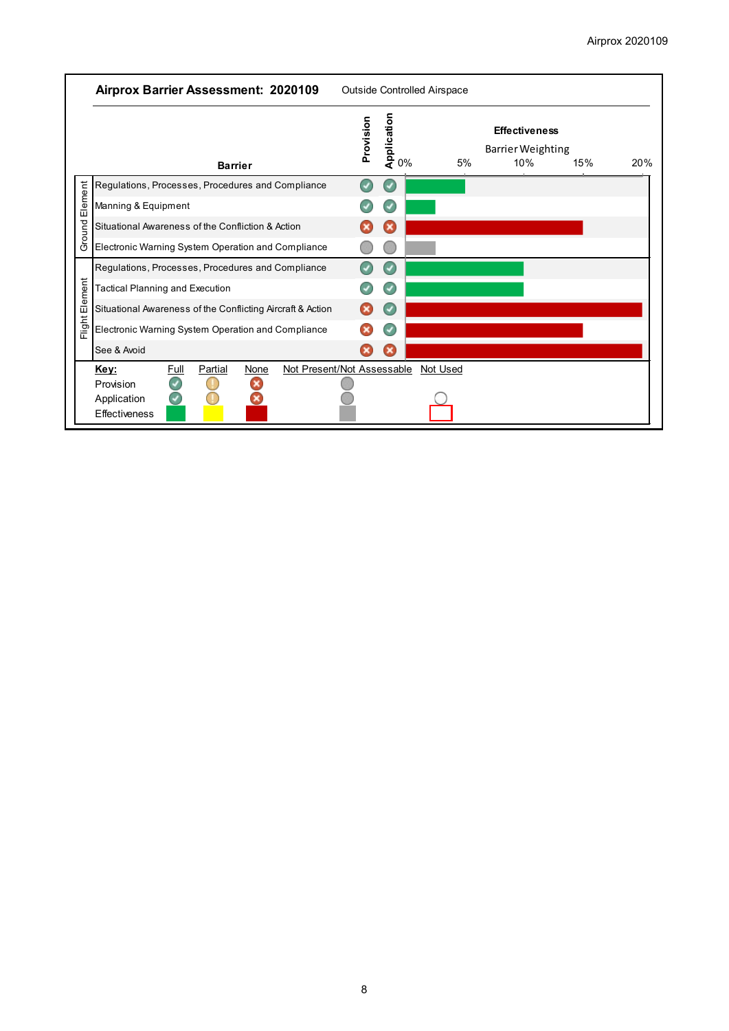## Airprox Barrier Assessment: 2020109

Outside Controlled Airspace

| | Barrier | Provision | Application |
|---|---|---|---|
| Ground Element | Regulations, Processes, Procedures and Compliance | Full | Full |
| | Manning & Equipment | Full | Full |
| | Situational Awareness of the Confliction & Action | None | None |
| | Electronic Warning System Operation and Compliance | Not Present/Not Assessable | Not Present/Not Assessable |
| Flight Element | Regulations, Processes, Procedures and Compliance | Full | Full |
| | Tactical Planning and Execution | Full | Full |
| | Situational Awareness of the Conflicting Aircraft & Action | None | Full |
| | Electronic Warning System Operation and Compliance | None | Full |
| | See & Avoid | None | None |

Effectiveness

Barrier Weighting

0%
5%
10%
15%
20%

**Key:** Full, Partial, None, Not Present/Not Assessable, Not Used

Provision

Application

Effectiveness